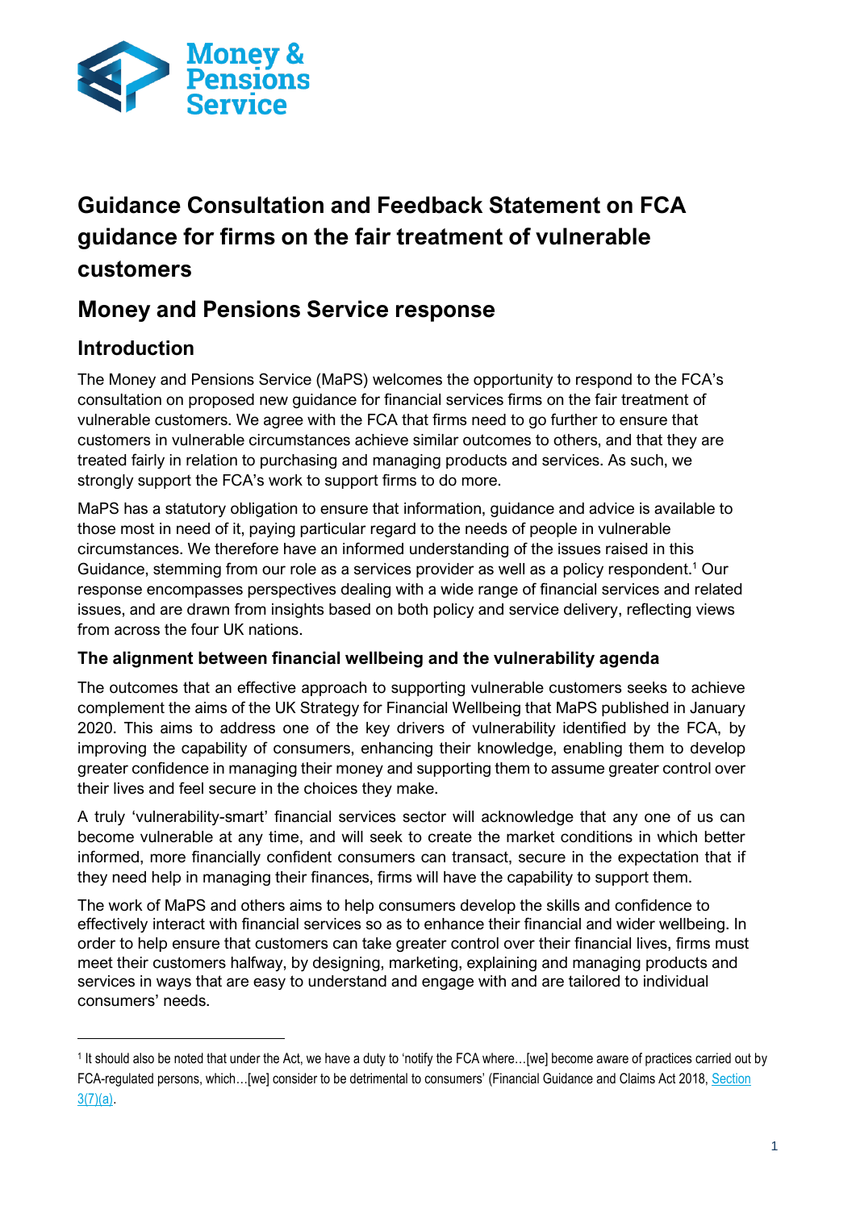# Guidance Consultation and Feedback Statement on FCA guidance for firms on the fair treatment of vulnerable customers

## Money and Pensions Service response

### Introduction

The Money and Pensions Service (MaPS) welcomes the opportunity to respond to the FCA's consultation on proposed new guidance for financial services firms on the fair treatment of vulnerable customers. We agree with the FCA that firms need to go further to ensure that customers in vulnerable circumstances achieve similar outcomes to others, and that they are treated fairly in relation to purchasing and managing products and services. As such, we strongly support the FCA's work to support firms to do more.

MaPS has a statutory obligation to ensure that information, guidance and advice is available to those most in need of it, paying particular regard to the needs of people in vulnerable circumstances. We therefore have an informed understanding of the issues raised in this Guidance, stemming from our role as a services provider as well as a policy respondent.[1] Our response encompasses perspectives dealing with a wide range of financial services and related issues, and are drawn from insights based on both policy and service delivery, reflecting views from across the four UK nations.

#### The alignment between financial wellbeing and the vulnerability agenda

The outcomes that an effective approach to supporting vulnerable customers seeks to achieve complement the aims of the UK Strategy for Financial Wellbeing that MaPS published in January 2020. This aims to address one of the key drivers of vulnerability identified by the FCA, by improving the capability of consumers, enhancing their knowledge, enabling them to develop greater confidence in managing their money and supporting them to assume greater control over their lives and feel secure in the choices they make.

A truly 'vulnerability-smart' financial services sector will acknowledge that any one of us can become vulnerable at any time, and will seek to create the market conditions in which better informed, more financially confident consumers can transact, secure in the expectation that if they need help in managing their finances, firms will have the capability to support them.

The work of MaPS and others aims to help consumers develop the skills and confidence to effectively interact with financial services so as to enhance their financial and wider wellbeing. In order to help ensure that customers can take greater control over their financial lives, firms must meet their customers halfway, by designing, marketing, explaining and managing products and services in ways that are easy to understand and engage with and are tailored to individual consumers' needs.

---

[1] It should also be noted that under the Act, we have a duty to 'notify the FCA where…[we] become aware of practices carried out by FCA-regulated persons, which…[we] consider to be detrimental to consumers' (Financial Guidance and Claims Act 2018, Section 3(7)(a).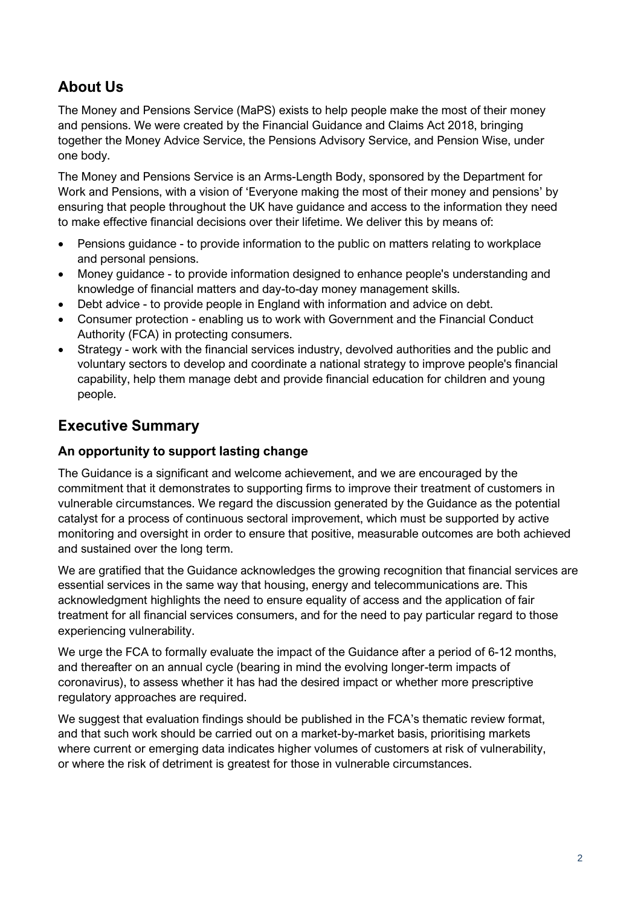## About Us

The Money and Pensions Service (MaPS) exists to help people make the most of their money and pensions. We were created by the Financial Guidance and Claims Act 2018, bringing together the Money Advice Service, the Pensions Advisory Service, and Pension Wise, under one body.

The Money and Pensions Service is an Arms-Length Body, sponsored by the Department for Work and Pensions, with a vision of 'Everyone making the most of their money and pensions' by ensuring that people throughout the UK have guidance and access to the information they need to make effective financial decisions over their lifetime. We deliver this by means of:

- Pensions guidance - to provide information to the public on matters relating to workplace and personal pensions.
- Money guidance - to provide information designed to enhance people's understanding and knowledge of financial matters and day-to-day money management skills.
- Debt advice - to provide people in England with information and advice on debt.
- Consumer protection - enabling us to work with Government and the Financial Conduct Authority (FCA) in protecting consumers.
- Strategy - work with the financial services industry, devolved authorities and the public and voluntary sectors to develop and coordinate a national strategy to improve people's financial capability, help them manage debt and provide financial education for children and young people.

## Executive Summary

### An opportunity to support lasting change

The Guidance is a significant and welcome achievement, and we are encouraged by the commitment that it demonstrates to supporting firms to improve their treatment of customers in vulnerable circumstances. We regard the discussion generated by the Guidance as the potential catalyst for a process of continuous sectoral improvement, which must be supported by active monitoring and oversight in order to ensure that positive, measurable outcomes are both achieved and sustained over the long term.

We are gratified that the Guidance acknowledges the growing recognition that financial services are essential services in the same way that housing, energy and telecommunications are. This acknowledgment highlights the need to ensure equality of access and the application of fair treatment for all financial services consumers, and for the need to pay particular regard to those experiencing vulnerability.

We urge the FCA to formally evaluate the impact of the Guidance after a period of 6-12 months, and thereafter on an annual cycle (bearing in mind the evolving longer-term impacts of coronavirus), to assess whether it has had the desired impact or whether more prescriptive regulatory approaches are required.

We suggest that evaluation findings should be published in the FCA's thematic review format, and that such work should be carried out on a market-by-market basis, prioritising markets where current or emerging data indicates higher volumes of customers at risk of vulnerability, or where the risk of detriment is greatest for those in vulnerable circumstances.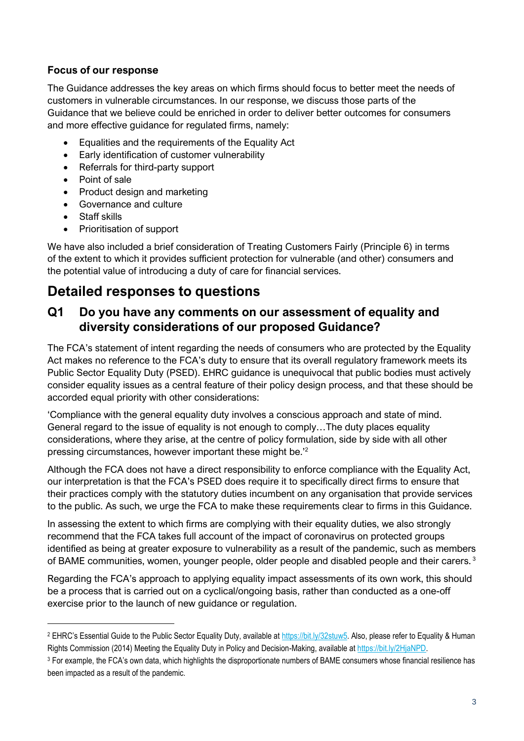### Focus of our response

The Guidance addresses the key areas on which firms should focus to better meet the needs of customers in vulnerable circumstances. In our response, we discuss those parts of the Guidance that we believe could be enriched in order to deliver better outcomes for consumers and more effective guidance for regulated firms, namely:

- Equalities and the requirements of the Equality Act
- Early identification of customer vulnerability
- Referrals for third-party support
- Point of sale
- Product design and marketing
- Governance and culture
- Staff skills
- Prioritisation of support

We have also included a brief consideration of Treating Customers Fairly (Principle 6) in terms of the extent to which it provides sufficient protection for vulnerable (and other) consumers and the potential value of introducing a duty of care for financial services.

# Detailed responses to questions

## Q1 Do you have any comments on our assessment of equality and diversity considerations of our proposed Guidance?

The FCA's statement of intent regarding the needs of consumers who are protected by the Equality Act makes no reference to the FCA's duty to ensure that its overall regulatory framework meets its Public Sector Equality Duty (PSED). EHRC guidance is unequivocal that public bodies must actively consider equality issues as a central feature of their policy design process, and that these should be accorded equal priority with other considerations:

'Compliance with the general equality duty involves a conscious approach and state of mind. General regard to the issue of equality is not enough to comply…The duty places equality considerations, where they arise, at the centre of policy formulation, side by side with all other pressing circumstances, however important these might be.'[2]

Although the FCA does not have a direct responsibility to enforce compliance with the Equality Act, our interpretation is that the FCA's PSED does require it to specifically direct firms to ensure that their practices comply with the statutory duties incumbent on any organisation that provide services to the public. As such, we urge the FCA to make these requirements clear to firms in this Guidance.

In assessing the extent to which firms are complying with their equality duties, we also strongly recommend that the FCA takes full account of the impact of coronavirus on protected groups identified as being at greater exposure to vulnerability as a result of the pandemic, such as members of BAME communities, women, younger people, older people and disabled people and their carers.[3]

Regarding the FCA's approach to applying equality impact assessments of its own work, this should be a process that is carried out on a cyclical/ongoing basis, rather than conducted as a one-off exercise prior to the launch of new guidance or regulation.

---

[2] EHRC's Essential Guide to the Public Sector Equality Duty, available at https://bit.ly/32stuw5. Also, please refer to Equality & Human Rights Commission (2014) Meeting the Equality Duty in Policy and Decision-Making, available at https://bit.ly/2HjaNPD.

[3] For example, the FCA's own data, which highlights the disproportionate numbers of BAME consumers whose financial resilience has been impacted as a result of the pandemic.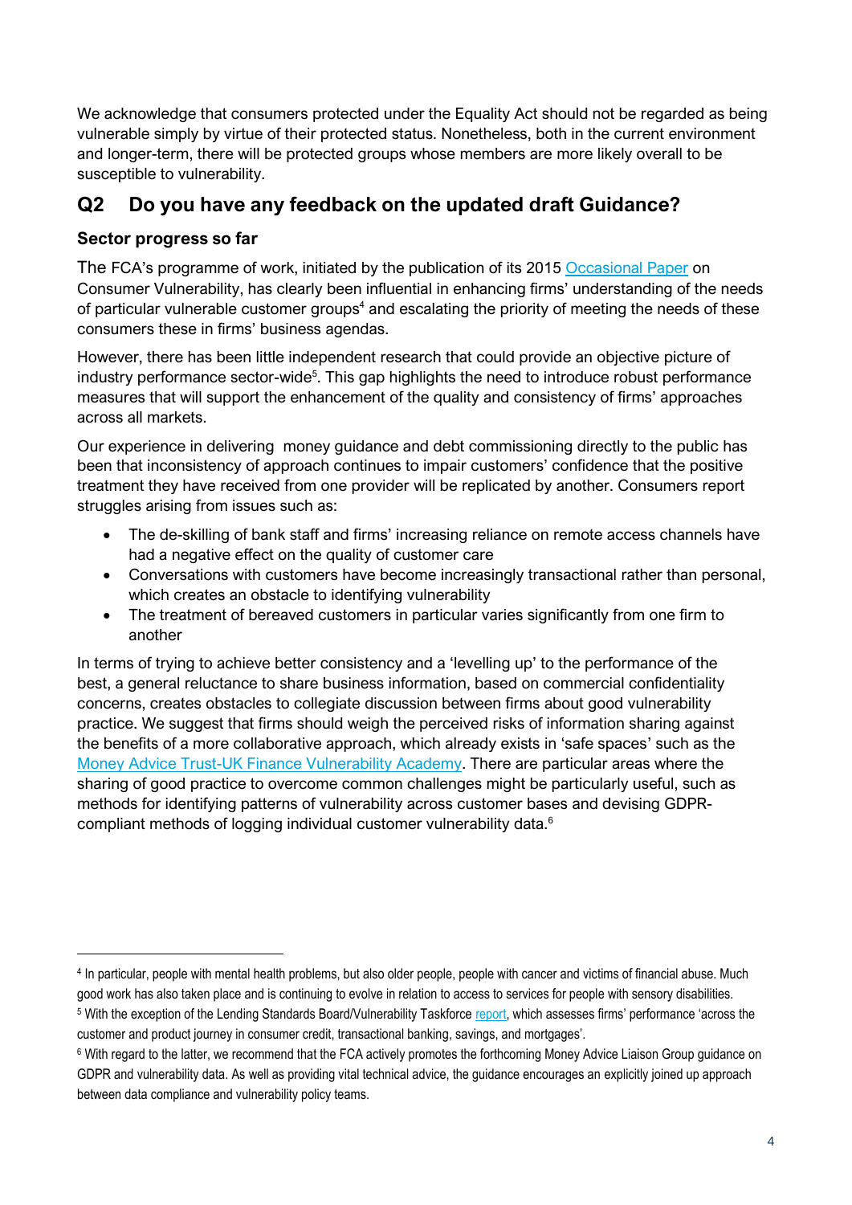We acknowledge that consumers protected under the Equality Act should not be regarded as being vulnerable simply by virtue of their protected status. Nonetheless, both in the current environment and longer-term, there will be protected groups whose members are more likely overall to be susceptible to vulnerability.

## Q2 Do you have any feedback on the updated draft Guidance?

### Sector progress so far

The FCA's programme of work, initiated by the publication of its 2015 Occasional Paper on Consumer Vulnerability, has clearly been influential in enhancing firms' understanding of the needs of particular vulnerable customer groups[4] and escalating the priority of meeting the needs of these consumers these in firms' business agendas.

However, there has been little independent research that could provide an objective picture of industry performance sector-wide[5]. This gap highlights the need to introduce robust performance measures that will support the enhancement of the quality and consistency of firms' approaches across all markets.

Our experience in delivering money guidance and debt commissioning directly to the public has been that inconsistency of approach continues to impair customers' confidence that the positive treatment they have received from one provider will be replicated by another. Consumers report struggles arising from issues such as:

- The de-skilling of bank staff and firms' increasing reliance on remote access channels have had a negative effect on the quality of customer care
- Conversations with customers have become increasingly transactional rather than personal, which creates an obstacle to identifying vulnerability
- The treatment of bereaved customers in particular varies significantly from one firm to another

In terms of trying to achieve better consistency and a 'levelling up' to the performance of the best, a general reluctance to share business information, based on commercial confidentiality concerns, creates obstacles to collegiate discussion between firms about good vulnerability practice. We suggest that firms should weigh the perceived risks of information sharing against the benefits of a more collaborative approach, which already exists in 'safe spaces' such as the Money Advice Trust-UK Finance Vulnerability Academy. There are particular areas where the sharing of good practice to overcome common challenges might be particularly useful, such as methods for identifying patterns of vulnerability across customer bases and devising GDPR-compliant methods of logging individual customer vulnerability data.[6]

---

[4] In particular, people with mental health problems, but also older people, people with cancer and victims of financial abuse. Much good work has also taken place and is continuing to evolve in relation to access to services for people with sensory disabilities.

[5] With the exception of the Lending Standards Board/Vulnerability Taskforce report, which assesses firms' performance 'across the customer and product journey in consumer credit, transactional banking, savings, and mortgages'.

[6] With regard to the latter, we recommend that the FCA actively promotes the forthcoming Money Advice Liaison Group guidance on GDPR and vulnerability data. As well as providing vital technical advice, the guidance encourages an explicitly joined up approach between data compliance and vulnerability policy teams.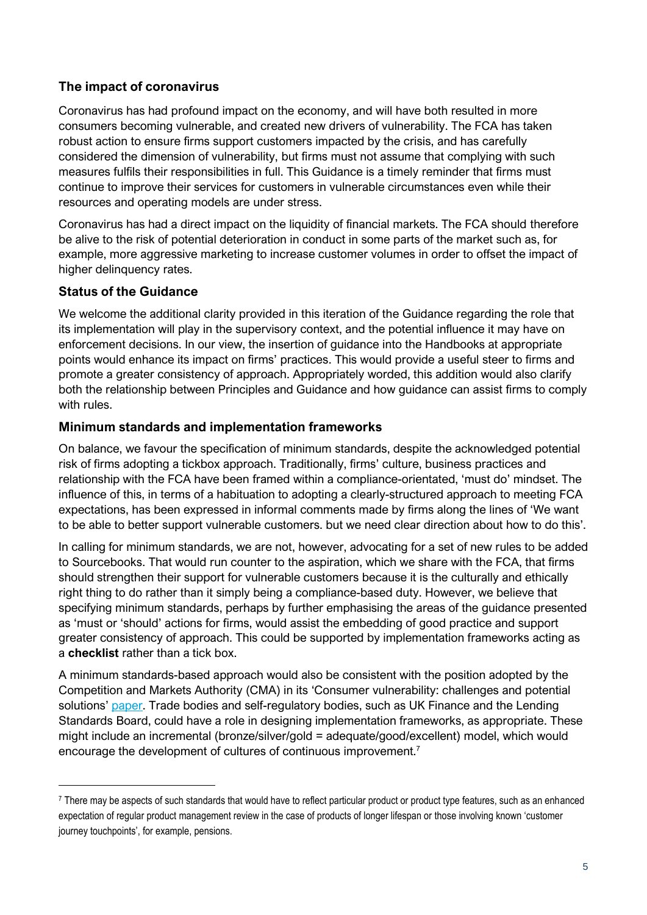## The impact of coronavirus

Coronavirus has had profound impact on the economy, and will have both resulted in more consumers becoming vulnerable, and created new drivers of vulnerability. The FCA has taken robust action to ensure firms support customers impacted by the crisis, and has carefully considered the dimension of vulnerability, but firms must not assume that complying with such measures fulfils their responsibilities in full. This Guidance is a timely reminder that firms must continue to improve their services for customers in vulnerable circumstances even while their resources and operating models are under stress.

Coronavirus has had a direct impact on the liquidity of financial markets. The FCA should therefore be alive to the risk of potential deterioration in conduct in some parts of the market such as, for example, more aggressive marketing to increase customer volumes in order to offset the impact of higher delinquency rates.

## Status of the Guidance

We welcome the additional clarity provided in this iteration of the Guidance regarding the role that its implementation will play in the supervisory context, and the potential influence it may have on enforcement decisions. In our view, the insertion of guidance into the Handbooks at appropriate points would enhance its impact on firms' practices. This would provide a useful steer to firms and promote a greater consistency of approach. Appropriately worded, this addition would also clarify both the relationship between Principles and Guidance and how guidance can assist firms to comply with rules.

## Minimum standards and implementation frameworks

On balance, we favour the specification of minimum standards, despite the acknowledged potential risk of firms adopting a tickbox approach. Traditionally, firms' culture, business practices and relationship with the FCA have been framed within a compliance-orientated, 'must do' mindset. The influence of this, in terms of a habituation to adopting a clearly-structured approach to meeting FCA expectations, has been expressed in informal comments made by firms along the lines of 'We want to be able to better support vulnerable customers. but we need clear direction about how to do this'.

In calling for minimum standards, we are not, however, advocating for a set of new rules to be added to Sourcebooks. That would run counter to the aspiration, which we share with the FCA, that firms should strengthen their support for vulnerable customers because it is the culturally and ethically right thing to do rather than it simply being a compliance-based duty. However, we believe that specifying minimum standards, perhaps by further emphasising the areas of the guidance presented as 'must or 'should' actions for firms, would assist the embedding of good practice and support greater consistency of approach. This could be supported by implementation frameworks acting as a **checklist** rather than a tick box.

A minimum standards-based approach would also be consistent with the position adopted by the Competition and Markets Authority (CMA) in its 'Consumer vulnerability: challenges and potential solutions' paper. Trade bodies and self-regulatory bodies, such as UK Finance and the Lending Standards Board, could have a role in designing implementation frameworks, as appropriate. These might include an incremental (bronze/silver/gold = adequate/good/excellent) model, which would encourage the development of cultures of continuous improvement.[7]

---

[7] There may be aspects of such standards that would have to reflect particular product or product type features, such as an enhanced expectation of regular product management review in the case of products of longer lifespan or those involving known 'customer journey touchpoints', for example, pensions.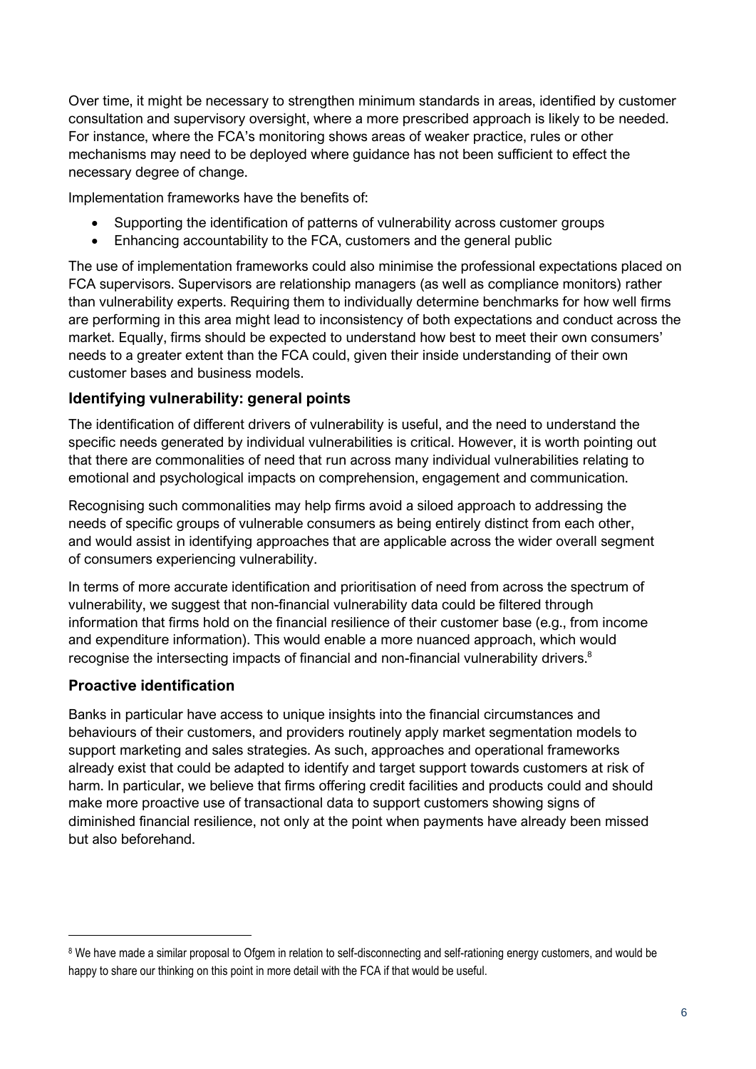Over time, it might be necessary to strengthen minimum standards in areas, identified by customer consultation and supervisory oversight, where a more prescribed approach is likely to be needed. For instance, where the FCA's monitoring shows areas of weaker practice, rules or other mechanisms may need to be deployed where guidance has not been sufficient to effect the necessary degree of change.

Implementation frameworks have the benefits of:

- Supporting the identification of patterns of vulnerability across customer groups
- Enhancing accountability to the FCA, customers and the general public

The use of implementation frameworks could also minimise the professional expectations placed on FCA supervisors. Supervisors are relationship managers (as well as compliance monitors) rather than vulnerability experts. Requiring them to individually determine benchmarks for how well firms are performing in this area might lead to inconsistency of both expectations and conduct across the market. Equally, firms should be expected to understand how best to meet their own consumers' needs to a greater extent than the FCA could, given their inside understanding of their own customer bases and business models.

### Identifying vulnerability: general points

The identification of different drivers of vulnerability is useful, and the need to understand the specific needs generated by individual vulnerabilities is critical. However, it is worth pointing out that there are commonalities of need that run across many individual vulnerabilities relating to emotional and psychological impacts on comprehension, engagement and communication.

Recognising such commonalities may help firms avoid a siloed approach to addressing the needs of specific groups of vulnerable consumers as being entirely distinct from each other, and would assist in identifying approaches that are applicable across the wider overall segment of consumers experiencing vulnerability.

In terms of more accurate identification and prioritisation of need from across the spectrum of vulnerability, we suggest that non-financial vulnerability data could be filtered through information that firms hold on the financial resilience of their customer base (e.g., from income and expenditure information). This would enable a more nuanced approach, which would recognise the intersecting impacts of financial and non-financial vulnerability drivers.[8]

### Proactive identification

Banks in particular have access to unique insights into the financial circumstances and behaviours of their customers, and providers routinely apply market segmentation models to support marketing and sales strategies. As such, approaches and operational frameworks already exist that could be adapted to identify and target support towards customers at risk of harm. In particular, we believe that firms offering credit facilities and products could and should make more proactive use of transactional data to support customers showing signs of diminished financial resilience, not only at the point when payments have already been missed but also beforehand.

---

[8] We have made a similar proposal to Ofgem in relation to self-disconnecting and self-rationing energy customers, and would be happy to share our thinking on this point in more detail with the FCA if that would be useful.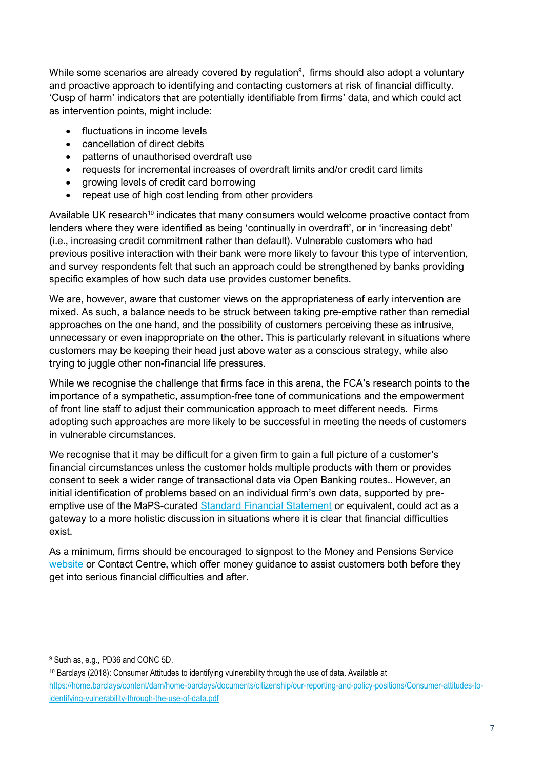While some scenarios are already covered by regulation[9], firms should also adopt a voluntary and proactive approach to identifying and contacting customers at risk of financial difficulty. 'Cusp of harm' indicators that are potentially identifiable from firms' data, and which could act as intervention points, might include:

- fluctuations in income levels
- cancellation of direct debits
- patterns of unauthorised overdraft use
- requests for incremental increases of overdraft limits and/or credit card limits
- growing levels of credit card borrowing
- repeat use of high cost lending from other providers

Available UK research[10] indicates that many consumers would welcome proactive contact from lenders where they were identified as being 'continually in overdraft', or in 'increasing debt' (i.e., increasing credit commitment rather than default). Vulnerable customers who had previous positive interaction with their bank were more likely to favour this type of intervention, and survey respondents felt that such an approach could be strengthened by banks providing specific examples of how such data use provides customer benefits.

We are, however, aware that customer views on the appropriateness of early intervention are mixed. As such, a balance needs to be struck between taking pre-emptive rather than remedial approaches on the one hand, and the possibility of customers perceiving these as intrusive, unnecessary or even inappropriate on the other. This is particularly relevant in situations where customers may be keeping their head just above water as a conscious strategy, while also trying to juggle other non-financial life pressures.

While we recognise the challenge that firms face in this arena, the FCA's research points to the importance of a sympathetic, assumption-free tone of communications and the empowerment of front line staff to adjust their communication approach to meet different needs. Firms adopting such approaches are more likely to be successful in meeting the needs of customers in vulnerable circumstances.

We recognise that it may be difficult for a given firm to gain a full picture of a customer's financial circumstances unless the customer holds multiple products with them or provides consent to seek a wider range of transactional data via Open Banking routes.. However, an initial identification of problems based on an individual firm's own data, supported by pre-emptive use of the MaPS-curated Standard Financial Statement or equivalent, could act as a gateway to a more holistic discussion in situations where it is clear that financial difficulties exist.

As a minimum, firms should be encouraged to signpost to the Money and Pensions Service website or Contact Centre, which offer money guidance to assist customers both before they get into serious financial difficulties and after.

---

[9] Such as, e.g., PD36 and CONC 5D.

[10] Barclays (2018): Consumer Attitudes to identifying vulnerability through the use of data. Available at https://home.barclays/content/dam/home-barclays/documents/citizenship/our-reporting-and-policy-positions/Consumer-attitudes-to-identifying-vulnerability-through-the-use-of-data.pdf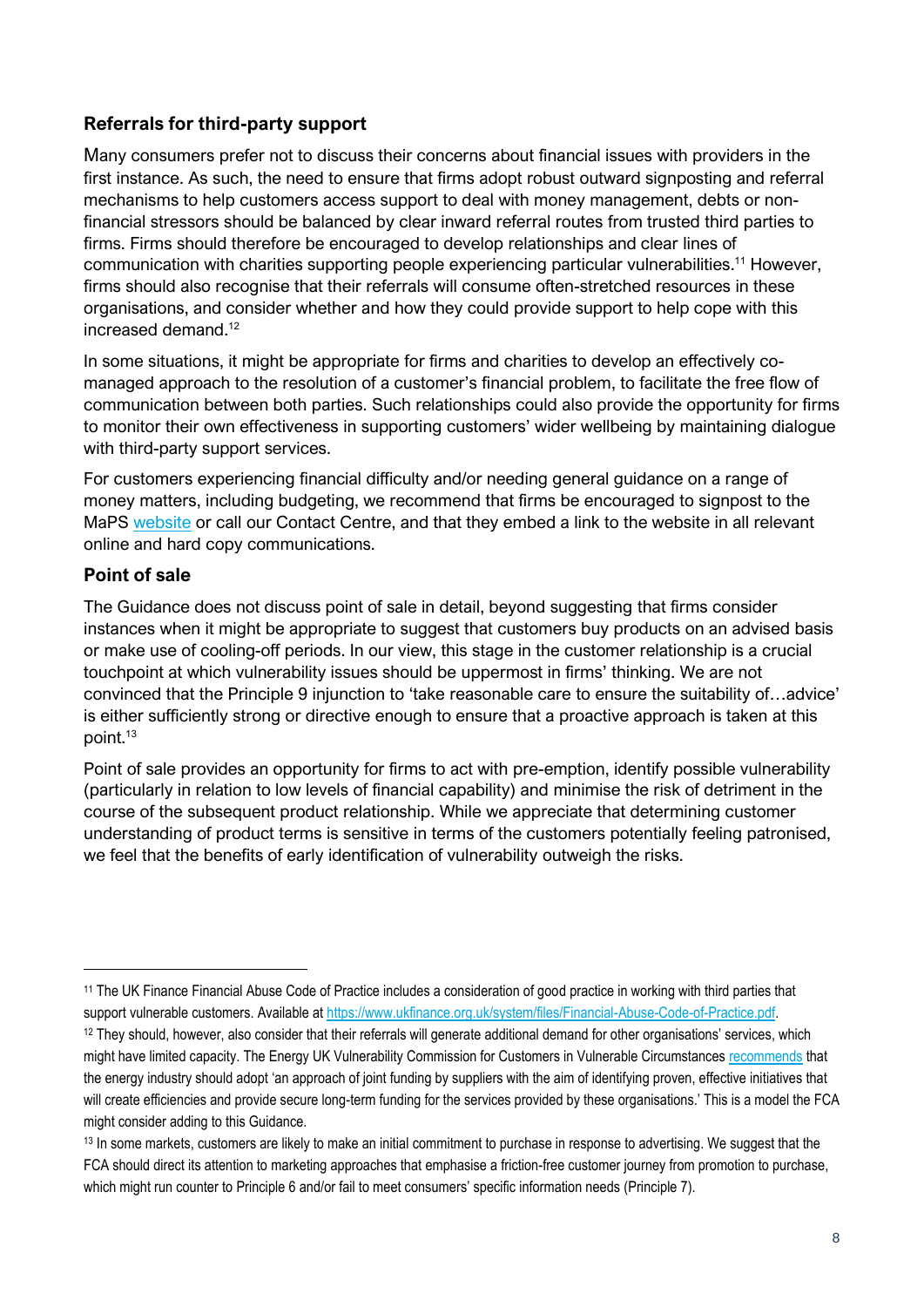## Referrals for third-party support

Many consumers prefer not to discuss their concerns about financial issues with providers in the first instance. As such, the need to ensure that firms adopt robust outward signposting and referral mechanisms to help customers access support to deal with money management, debts or non-financial stressors should be balanced by clear inward referral routes from trusted third parties to firms. Firms should therefore be encouraged to develop relationships and clear lines of communication with charities supporting people experiencing particular vulnerabilities.[11] However, firms should also recognise that their referrals will consume often-stretched resources in these organisations, and consider whether and how they could provide support to help cope with this increased demand.[12]

In some situations, it might be appropriate for firms and charities to develop an effectively co-managed approach to the resolution of a customer's financial problem, to facilitate the free flow of communication between both parties. Such relationships could also provide the opportunity for firms to monitor their own effectiveness in supporting customers' wider wellbeing by maintaining dialogue with third-party support services.

For customers experiencing financial difficulty and/or needing general guidance on a range of money matters, including budgeting, we recommend that firms be encouraged to signpost to the MaPS website or call our Contact Centre, and that they embed a link to the website in all relevant online and hard copy communications.

## Point of sale

The Guidance does not discuss point of sale in detail, beyond suggesting that firms consider instances when it might be appropriate to suggest that customers buy products on an advised basis or make use of cooling-off periods. In our view, this stage in the customer relationship is a crucial touchpoint at which vulnerability issues should be uppermost in firms' thinking. We are not convinced that the Principle 9 injunction to 'take reasonable care to ensure the suitability of…advice' is either sufficiently strong or directive enough to ensure that a proactive approach is taken at this point.[13]

Point of sale provides an opportunity for firms to act with pre-emption, identify possible vulnerability (particularly in relation to low levels of financial capability) and minimise the risk of detriment in the course of the subsequent product relationship. While we appreciate that determining customer understanding of product terms is sensitive in terms of the customers potentially feeling patronised, we feel that the benefits of early identification of vulnerability outweigh the risks.

---

[11] The UK Finance Financial Abuse Code of Practice includes a consideration of good practice in working with third parties that support vulnerable customers. Available at https://www.ukfinance.org.uk/system/files/Financial-Abuse-Code-of-Practice.pdf.

[12] They should, however, also consider that their referrals will generate additional demand for other organisations' services, which might have limited capacity. The Energy UK Vulnerability Commission for Customers in Vulnerable Circumstances recommends that the energy industry should adopt 'an approach of joint funding by suppliers with the aim of identifying proven, effective initiatives that will create efficiencies and provide secure long-term funding for the services provided by these organisations.' This is a model the FCA might consider adding to this Guidance.

[13] In some markets, customers are likely to make an initial commitment to purchase in response to advertising. We suggest that the FCA should direct its attention to marketing approaches that emphasise a friction-free customer journey from promotion to purchase, which might run counter to Principle 6 and/or fail to meet consumers' specific information needs (Principle 7).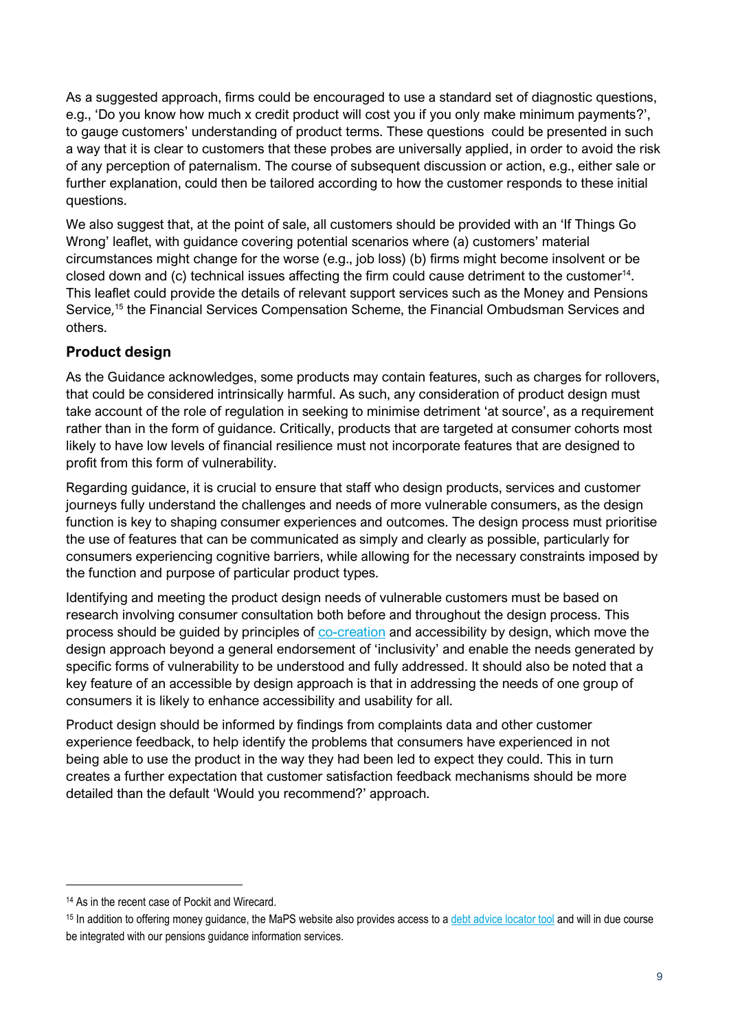As a suggested approach, firms could be encouraged to use a standard set of diagnostic questions, e.g., 'Do you know how much x credit product will cost you if you only make minimum payments?', to gauge customers' understanding of product terms. These questions could be presented in such a way that it is clear to customers that these probes are universally applied, in order to avoid the risk of any perception of paternalism. The course of subsequent discussion or action, e.g., either sale or further explanation, could then be tailored according to how the customer responds to these initial questions.

We also suggest that, at the point of sale, all customers should be provided with an 'If Things Go Wrong' leaflet, with guidance covering potential scenarios where (a) customers' material circumstances might change for the worse (e.g., job loss) (b) firms might become insolvent or be closed down and (c) technical issues affecting the firm could cause detriment to the customer[14]. This leaflet could provide the details of relevant support services such as the Money and Pensions Service,[15] the Financial Services Compensation Scheme, the Financial Ombudsman Services and others.

### Product design

As the Guidance acknowledges, some products may contain features, such as charges for rollovers, that could be considered intrinsically harmful. As such, any consideration of product design must take account of the role of regulation in seeking to minimise detriment 'at source', as a requirement rather than in the form of guidance. Critically, products that are targeted at consumer cohorts most likely to have low levels of financial resilience must not incorporate features that are designed to profit from this form of vulnerability.

Regarding guidance, it is crucial to ensure that staff who design products, services and customer journeys fully understand the challenges and needs of more vulnerable consumers, as the design function is key to shaping consumer experiences and outcomes. The design process must prioritise the use of features that can be communicated as simply and clearly as possible, particularly for consumers experiencing cognitive barriers, while allowing for the necessary constraints imposed by the function and purpose of particular product types.

Identifying and meeting the product design needs of vulnerable customers must be based on research involving consumer consultation both before and throughout the design process. This process should be guided by principles of co-creation and accessibility by design, which move the design approach beyond a general endorsement of 'inclusivity' and enable the needs generated by specific forms of vulnerability to be understood and fully addressed. It should also be noted that a key feature of an accessible by design approach is that in addressing the needs of one group of consumers it is likely to enhance accessibility and usability for all.

Product design should be informed by findings from complaints data and other customer experience feedback, to help identify the problems that consumers have experienced in not being able to use the product in the way they had been led to expect they could. This in turn creates a further expectation that customer satisfaction feedback mechanisms should be more detailed than the default 'Would you recommend?' approach.

---

[14] As in the recent case of Pockit and Wirecard.

[15] In addition to offering money guidance, the MaPS website also provides access to a debt advice locator tool and will in due course be integrated with our pensions guidance information services.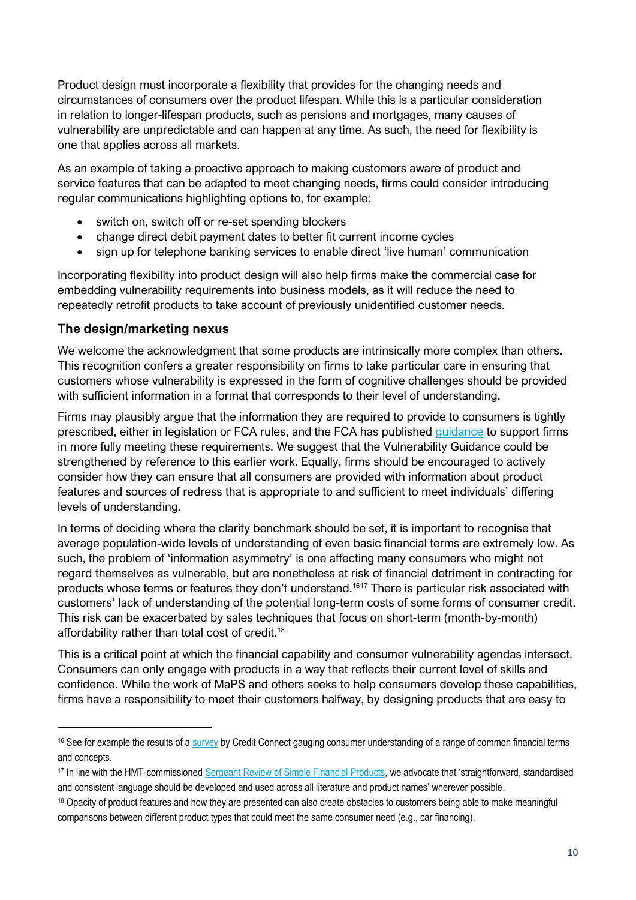Product design must incorporate a flexibility that provides for the changing needs and circumstances of consumers over the product lifespan. While this is a particular consideration in relation to longer-lifespan products, such as pensions and mortgages, many causes of vulnerability are unpredictable and can happen at any time. As such, the need for flexibility is one that applies across all markets.

As an example of taking a proactive approach to making customers aware of product and service features that can be adapted to meet changing needs, firms could consider introducing regular communications highlighting options to, for example:

- switch on, switch off or re-set spending blockers
- change direct debit payment dates to better fit current income cycles
- sign up for telephone banking services to enable direct 'live human' communication

Incorporating flexibility into product design will also help firms make the commercial case for embedding vulnerability requirements into business models, as it will reduce the need to repeatedly retrofit products to take account of previously unidentified customer needs.

### The design/marketing nexus

We welcome the acknowledgment that some products are intrinsically more complex than others. This recognition confers a greater responsibility on firms to take particular care in ensuring that customers whose vulnerability is expressed in the form of cognitive challenges should be provided with sufficient information in a format that corresponds to their level of understanding.

Firms may plausibly argue that the information they are required to provide to consumers is tightly prescribed, either in legislation or FCA rules, and the FCA has published guidance to support firms in more fully meeting these requirements. We suggest that the Vulnerability Guidance could be strengthened by reference to this earlier work. Equally, firms should be encouraged to actively consider how they can ensure that all consumers are provided with information about product features and sources of redress that is appropriate to and sufficient to meet individuals' differing levels of understanding.

In terms of deciding where the clarity benchmark should be set, it is important to recognise that average population-wide levels of understanding of even basic financial terms are extremely low. As such, the problem of 'information asymmetry' is one affecting many consumers who might not regard themselves as vulnerable, but are nonetheless at risk of financial detriment in contracting for products whose terms or features they don't understand.[16][17] There is particular risk associated with customers' lack of understanding of the potential long-term costs of some forms of consumer credit. This risk can be exacerbated by sales techniques that focus on short-term (month-by-month) affordability rather than total cost of credit.[18]

This is a critical point at which the financial capability and consumer vulnerability agendas intersect. Consumers can only engage with products in a way that reflects their current level of skills and confidence. While the work of MaPS and others seeks to help consumers develop these capabilities, firms have a responsibility to meet their customers halfway, by designing products that are easy to

---

[16] See for example the results of a survey by Credit Connect gauging consumer understanding of a range of common financial terms and concepts.

[17] In line with the HMT-commissioned Sergeant Review of Simple Financial Products, we advocate that 'straightforward, standardised and consistent language should be developed and used across all literature and product names' wherever possible.

[18] Opacity of product features and how they are presented can also create obstacles to customers being able to make meaningful comparisons between different product types that could meet the same consumer need (e.g., car financing).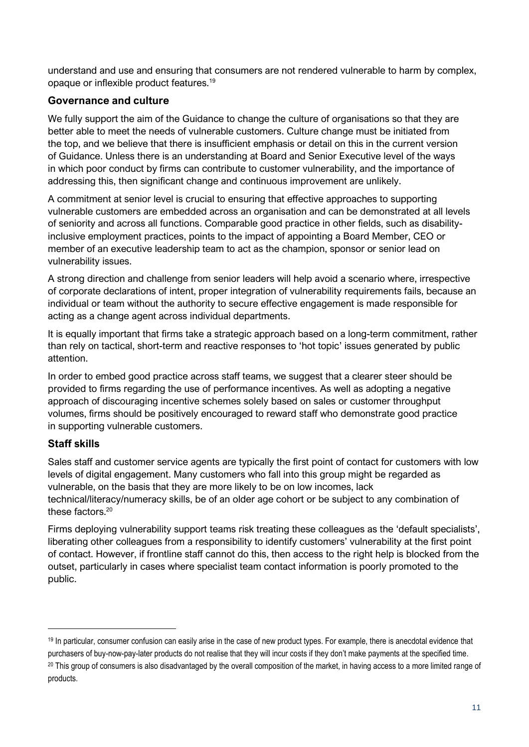understand and use and ensuring that consumers are not rendered vulnerable to harm by complex, opaque or inflexible product features.[19]

### Governance and culture

We fully support the aim of the Guidance to change the culture of organisations so that they are better able to meet the needs of vulnerable customers. Culture change must be initiated from the top, and we believe that there is insufficient emphasis or detail on this in the current version of Guidance. Unless there is an understanding at Board and Senior Executive level of the ways in which poor conduct by firms can contribute to customer vulnerability, and the importance of addressing this, then significant change and continuous improvement are unlikely.

A commitment at senior level is crucial to ensuring that effective approaches to supporting vulnerable customers are embedded across an organisation and can be demonstrated at all levels of seniority and across all functions. Comparable good practice in other fields, such as disability-inclusive employment practices, points to the impact of appointing a Board Member, CEO or member of an executive leadership team to act as the champion, sponsor or senior lead on vulnerability issues.

A strong direction and challenge from senior leaders will help avoid a scenario where, irrespective of corporate declarations of intent, proper integration of vulnerability requirements fails, because an individual or team without the authority to secure effective engagement is made responsible for acting as a change agent across individual departments.

It is equally important that firms take a strategic approach based on a long-term commitment, rather than rely on tactical, short-term and reactive responses to 'hot topic' issues generated by public attention.

In order to embed good practice across staff teams, we suggest that a clearer steer should be provided to firms regarding the use of performance incentives. As well as adopting a negative approach of discouraging incentive schemes solely based on sales or customer throughput volumes, firms should be positively encouraged to reward staff who demonstrate good practice in supporting vulnerable customers.

### Staff skills

Sales staff and customer service agents are typically the first point of contact for customers with low levels of digital engagement. Many customers who fall into this group might be regarded as vulnerable, on the basis that they are more likely to be on low incomes, lack technical/literacy/numeracy skills, be of an older age cohort or be subject to any combination of these factors.[20]

Firms deploying vulnerability support teams risk treating these colleagues as the 'default specialists', liberating other colleagues from a responsibility to identify customers' vulnerability at the first point of contact. However, if frontline staff cannot do this, then access to the right help is blocked from the outset, particularly in cases where specialist team contact information is poorly promoted to the public.

---

[19] In particular, consumer confusion can easily arise in the case of new product types. For example, there is anecdotal evidence that purchasers of buy-now-pay-later products do not realise that they will incur costs if they don't make payments at the specified time.

[20] This group of consumers is also disadvantaged by the overall composition of the market, in having access to a more limited range of products.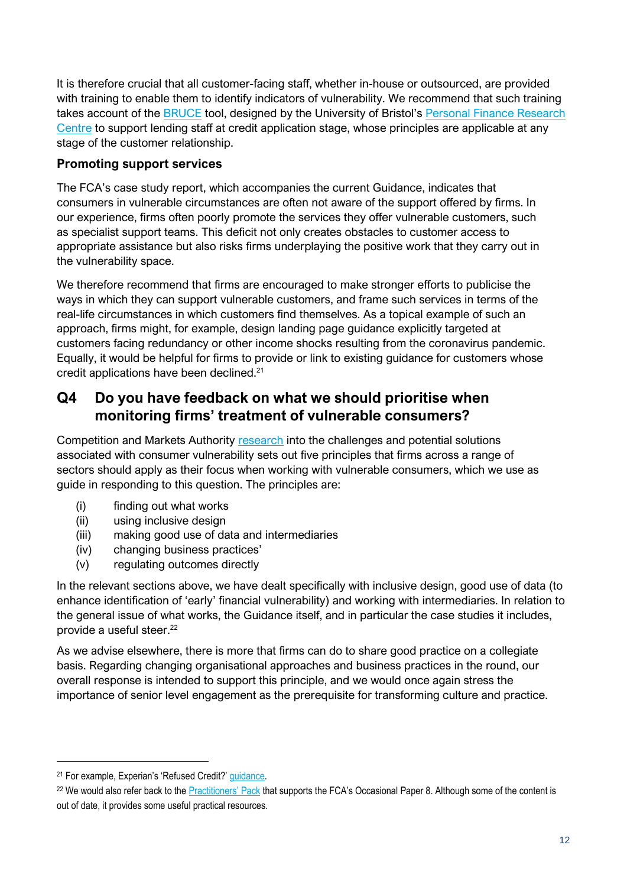It is therefore crucial that all customer-facing staff, whether in-house or outsourced, are provided with training to enable them to identify indicators of vulnerability. We recommend that such training takes account of the BRUCE tool, designed by the University of Bristol's Personal Finance Research Centre to support lending staff at credit application stage, whose principles are applicable at any stage of the customer relationship.

**Promoting support services**

The FCA's case study report, which accompanies the current Guidance, indicates that consumers in vulnerable circumstances are often not aware of the support offered by firms. In our experience, firms often poorly promote the services they offer vulnerable customers, such as specialist support teams. This deficit not only creates obstacles to customer access to appropriate assistance but also risks firms underplaying the positive work that they carry out in the vulnerability space.

We therefore recommend that firms are encouraged to make stronger efforts to publicise the ways in which they can support vulnerable customers, and frame such services in terms of the real-life circumstances in which customers find themselves. As a topical example of such an approach, firms might, for example, design landing page guidance explicitly targeted at customers facing redundancy or other income shocks resulting from the coronavirus pandemic. Equally, it would be helpful for firms to provide or link to existing guidance for customers whose credit applications have been declined.[21]

## Q4 Do you have feedback on what we should prioritise when monitoring firms' treatment of vulnerable consumers?

Competition and Markets Authority research into the challenges and potential solutions associated with consumer vulnerability sets out five principles that firms across a range of sectors should apply as their focus when working with vulnerable consumers, which we use as guide in responding to this question. The principles are:

(i) finding out what works
(ii) using inclusive design
(iii) making good use of data and intermediaries
(iv) changing business practices'
(v) regulating outcomes directly

In the relevant sections above, we have dealt specifically with inclusive design, good use of data (to enhance identification of 'early' financial vulnerability) and working with intermediaries. In relation to the general issue of what works, the Guidance itself, and in particular the case studies it includes, provide a useful steer.[22]

As we advise elsewhere, there is more that firms can do to share good practice on a collegiate basis. Regarding changing organisational approaches and business practices in the round, our overall response is intended to support this principle, and we would once again stress the importance of senior level engagement as the prerequisite for transforming culture and practice.

---

[21] For example, Experian's 'Refused Credit?' guidance.

[22] We would also refer back to the Practitioners' Pack that supports the FCA's Occasional Paper 8. Although some of the content is out of date, it provides some useful practical resources.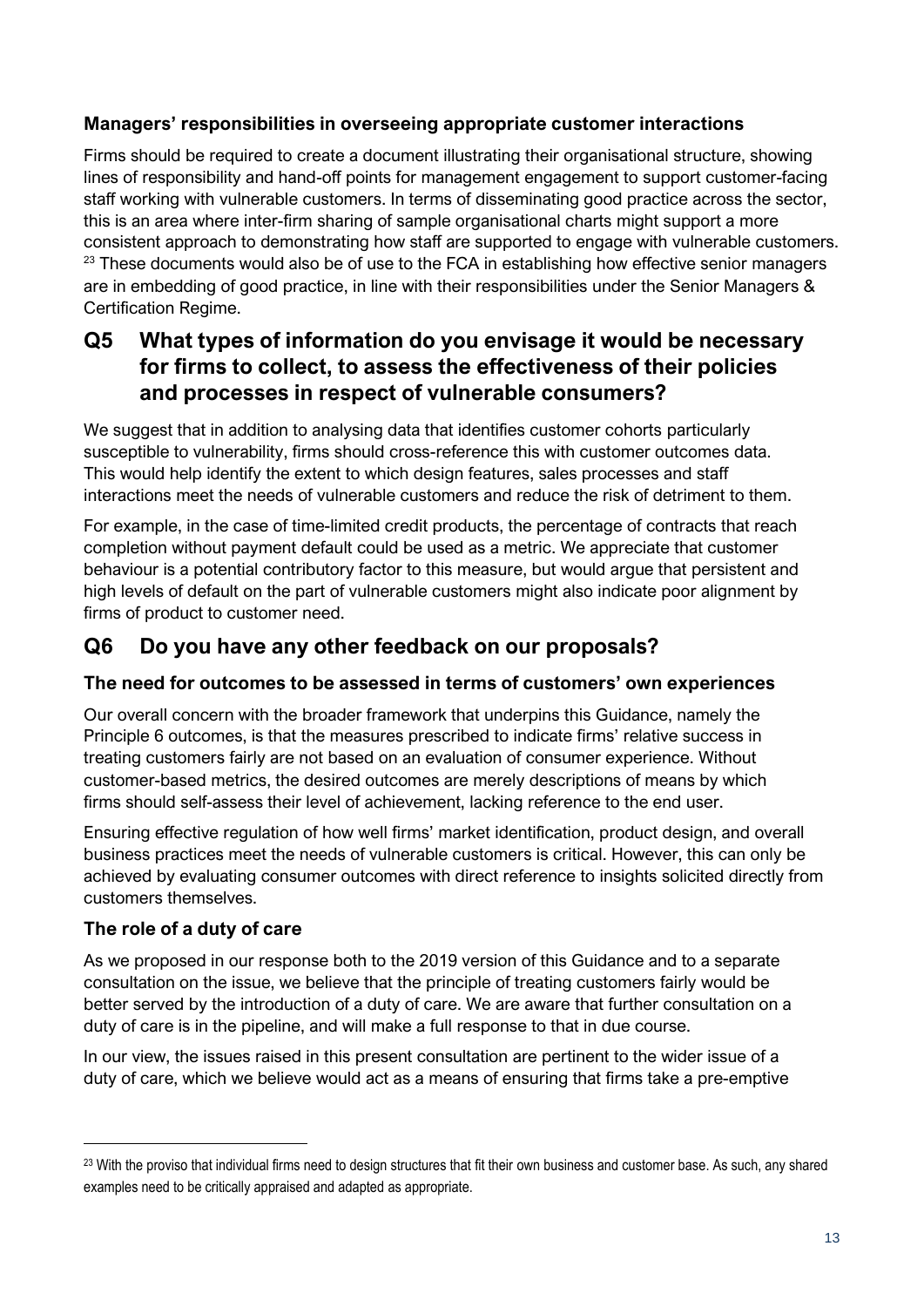### Managers' responsibilities in overseeing appropriate customer interactions

Firms should be required to create a document illustrating their organisational structure, showing lines of responsibility and hand-off points for management engagement to support customer-facing staff working with vulnerable customers. In terms of disseminating good practice across the sector, this is an area where inter-firm sharing of sample organisational charts might support a more consistent approach to demonstrating how staff are supported to engage with vulnerable customers. [23] These documents would also be of use to the FCA in establishing how effective senior managers are in embedding of good practice, in line with their responsibilities under the Senior Managers & Certification Regime.

## Q5 What types of information do you envisage it would be necessary for firms to collect, to assess the effectiveness of their policies and processes in respect of vulnerable consumers?

We suggest that in addition to analysing data that identifies customer cohorts particularly susceptible to vulnerability, firms should cross-reference this with customer outcomes data. This would help identify the extent to which design features, sales processes and staff interactions meet the needs of vulnerable customers and reduce the risk of detriment to them.

For example, in the case of time-limited credit products, the percentage of contracts that reach completion without payment default could be used as a metric. We appreciate that customer behaviour is a potential contributory factor to this measure, but would argue that persistent and high levels of default on the part of vulnerable customers might also indicate poor alignment by firms of product to customer need.

## Q6 Do you have any other feedback on our proposals?

### The need for outcomes to be assessed in terms of customers' own experiences

Our overall concern with the broader framework that underpins this Guidance, namely the Principle 6 outcomes, is that the measures prescribed to indicate firms' relative success in treating customers fairly are not based on an evaluation of consumer experience. Without customer-based metrics, the desired outcomes are merely descriptions of means by which firms should self-assess their level of achievement, lacking reference to the end user.

Ensuring effective regulation of how well firms' market identification, product design, and overall business practices meet the needs of vulnerable customers is critical. However, this can only be achieved by evaluating consumer outcomes with direct reference to insights solicited directly from customers themselves.

### The role of a duty of care

As we proposed in our response both to the 2019 version of this Guidance and to a separate consultation on the issue, we believe that the principle of treating customers fairly would be better served by the introduction of a duty of care. We are aware that further consultation on a duty of care is in the pipeline, and will make a full response to that in due course.

In our view, the issues raised in this present consultation are pertinent to the wider issue of a duty of care, which we believe would act as a means of ensuring that firms take a pre-emptive

---

[23] With the proviso that individual firms need to design structures that fit their own business and customer base. As such, any shared examples need to be critically appraised and adapted as appropriate.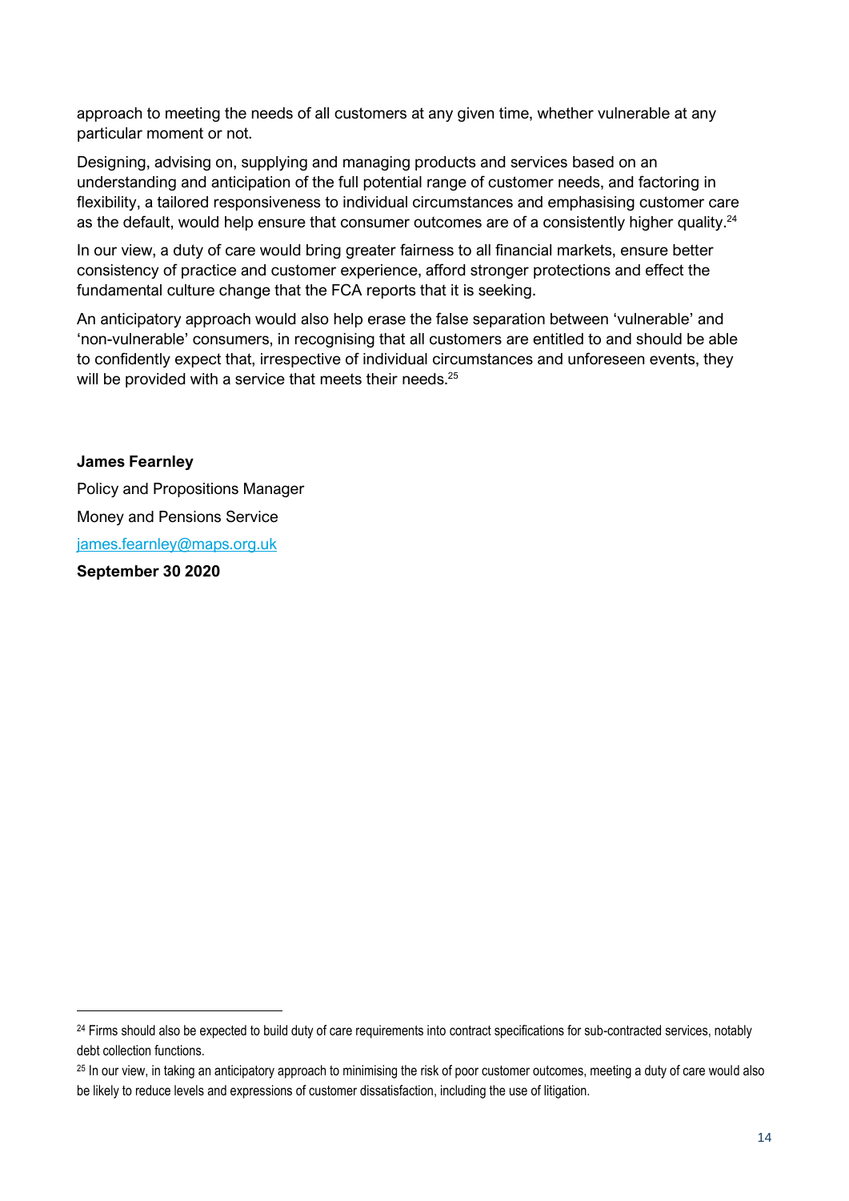approach to meeting the needs of all customers at any given time, whether vulnerable at any particular moment or not.

Designing, advising on, supplying and managing products and services based on an understanding and anticipation of the full potential range of customer needs, and factoring in flexibility, a tailored responsiveness to individual circumstances and emphasising customer care as the default, would help ensure that consumer outcomes are of a consistently higher quality.[24]

In our view, a duty of care would bring greater fairness to all financial markets, ensure better consistency of practice and customer experience, afford stronger protections and effect the fundamental culture change that the FCA reports that it is seeking.

An anticipatory approach would also help erase the false separation between 'vulnerable' and 'non-vulnerable' consumers, in recognising that all customers are entitled to and should be able to confidently expect that, irrespective of individual circumstances and unforeseen events, they will be provided with a service that meets their needs.[25]

**James Fearnley**

Policy and Propositions Manager

Money and Pensions Service

james.fearnley@maps.org.uk

**September 30 2020**

---

[24] Firms should also be expected to build duty of care requirements into contract specifications for sub-contracted services, notably debt collection functions.

[25] In our view, in taking an anticipatory approach to minimising the risk of poor customer outcomes, meeting a duty of care would also be likely to reduce levels and expressions of customer dissatisfaction, including the use of litigation.